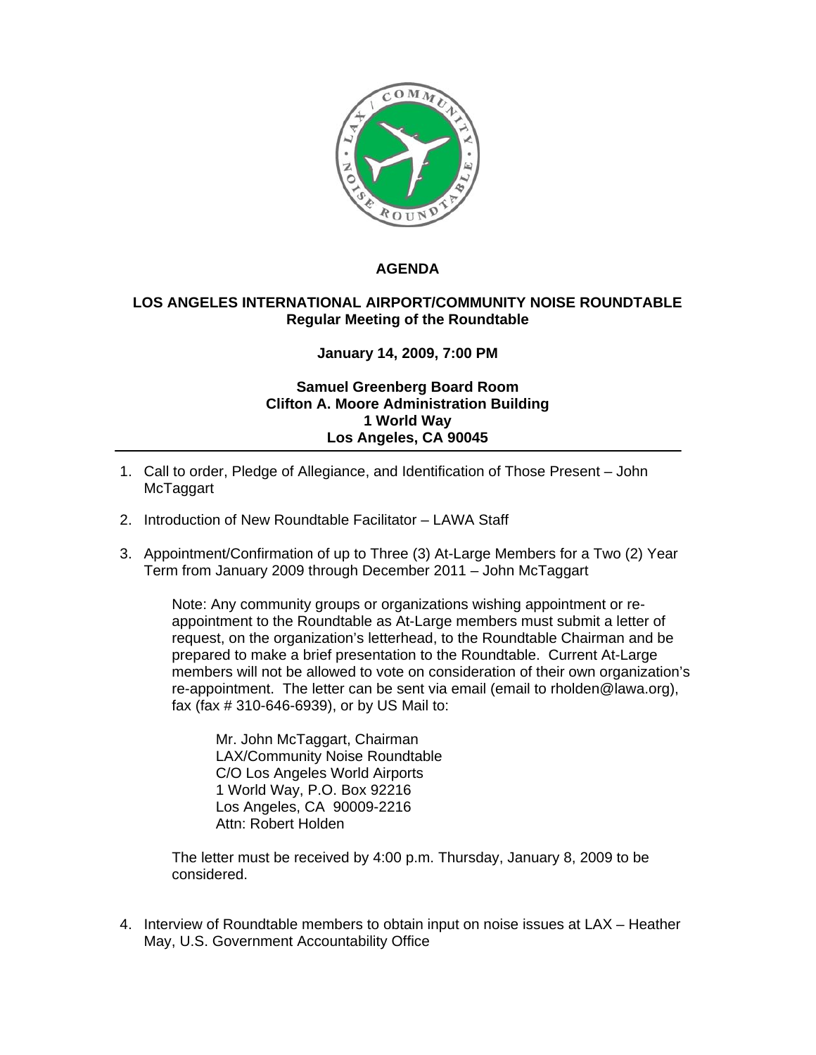# AGENDA

## LOS ANGELES INTERNATIONAL AIRPORT/COMMUNITY NOISE ROUNDTABLE
**Regular Meeting of the Roundtable**

**January 14, 2009, 7:00 PM**

**Samuel Greenberg Board Room**
**Clifton A. Moore Administration Building**
**1 World Way**
**Los Angeles, CA 90045**

---

1. Call to order, Pledge of Allegiance, and Identification of Those Present – John McTaggart

2. Introduction of New Roundtable Facilitator – LAWA Staff

3. Appointment/Confirmation of up to Three (3) At-Large Members for a Two (2) Year Term from January 2009 through December 2011 – John McTaggart

   Note: Any community groups or organizations wishing appointment or re-appointment to the Roundtable as At-Large members must submit a letter of request, on the organization's letterhead, to the Roundtable Chairman and be prepared to make a brief presentation to the Roundtable. Current At-Large members will not be allowed to vote on consideration of their own organization's re-appointment. The letter can be sent via email (email to rholden@lawa.org), fax (fax # 310-646-6939), or by US Mail to:

   Mr. John McTaggart, Chairman
   LAX/Community Noise Roundtable
   C/O Los Angeles World Airports
   1 World Way, P.O. Box 92216
   Los Angeles, CA 90009-2216
   Attn: Robert Holden

   The letter must be received by 4:00 p.m. Thursday, January 8, 2009 to be considered.

4. Interview of Roundtable members to obtain input on noise issues at LAX – Heather May, U.S. Government Accountability Office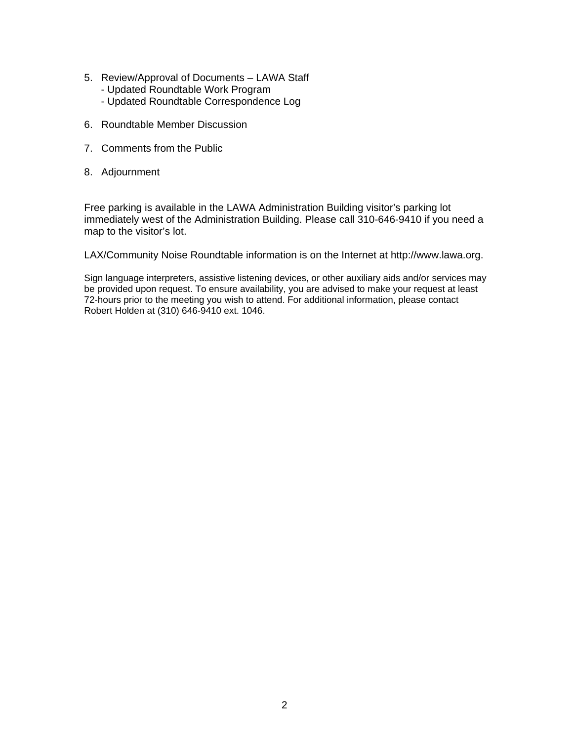5. Review/Approval of Documents – LAWA Staff
   - Updated Roundtable Work Program
   - Updated Roundtable Correspondence Log

6. Roundtable Member Discussion

7. Comments from the Public

8. Adjournment

Free parking is available in the LAWA Administration Building visitor's parking lot immediately west of the Administration Building. Please call 310-646-9410 if you need a map to the visitor's lot.

LAX/Community Noise Roundtable information is on the Internet at http://www.lawa.org.

Sign language interpreters, assistive listening devices, or other auxiliary aids and/or services may be provided upon request. To ensure availability, you are advised to make your request at least 72-hours prior to the meeting you wish to attend. For additional information, please contact Robert Holden at (310) 646-9410 ext. 1046.